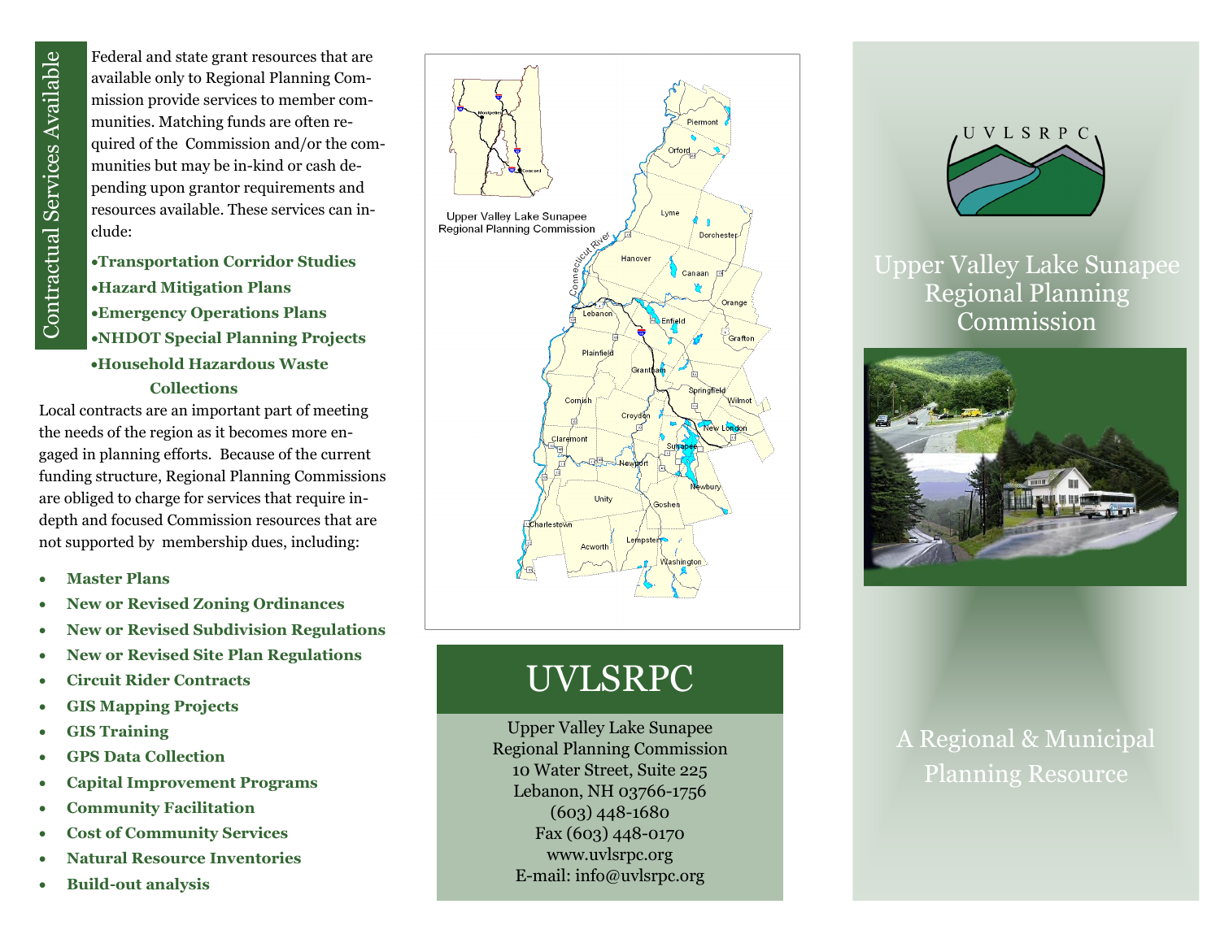## Contractual Services Available

Federal and state grant resources that are available only to Regional Planning Commission provide services to member communities. Matching funds are often required of the Commission and/or the communities but may be in-kind or cash depending upon grantor requirements and resources available. These services can include:

- **Transportation Corridor Studies**
- **Hazard Mitigation Plans**
- **Emergency Operations Plans**
- **NHDOT Special Planning Projects**
- **Household Hazardous Waste Collections**

Local contracts are an important part of meeting the needs of the region as it becomes more engaged in planning efforts. Because of the current funding structure, Regional Planning Commissions are obliged to charge for services that require in-depth and focused Commission resources that are not supported by membership dues, including:

- **Master Plans**
- **New or Revised Zoning Ordinances**
- **New or Revised Subdivision Regulations**
- **New or Revised Site Plan Regulations**
- **Circuit Rider Contracts**
- **GIS Mapping Projects**
- **GIS Training**
- **GPS Data Collection**
- **Capital Improvement Programs**
- **Community Facilitation**
- **Cost of Community Services**
- **Natural Resource Inventories**
- **Build-out analysis**

Upper Valley Lake Sunapee Regional Planning Commission

Piermont, Orford, Lyme, Dorchester, Hanover, Canaan, Orange, Lebanon, Enfield, Grafton, Plainfield, Grantham, Springfield, Wilmot, Cornish, Croydon, New London, Claremont, Sunapee, Newport, Newbury, Unity, Goshen, Charlestown, Lempster, Acworth, Washington, Connecticut River

## UVLSRPC

Upper Valley Lake Sunapee
Regional Planning Commission
10 Water Street, Suite 225
Lebanon, NH 03766-1756
(603) 448-1680
Fax (603) 448-0170
www.uvlsrpc.org
E-mail: info@uvlsrpc.org

U V L S R P C

# Upper Valley Lake Sunapee Regional Planning Commission

## A Regional & Municipal Planning Resource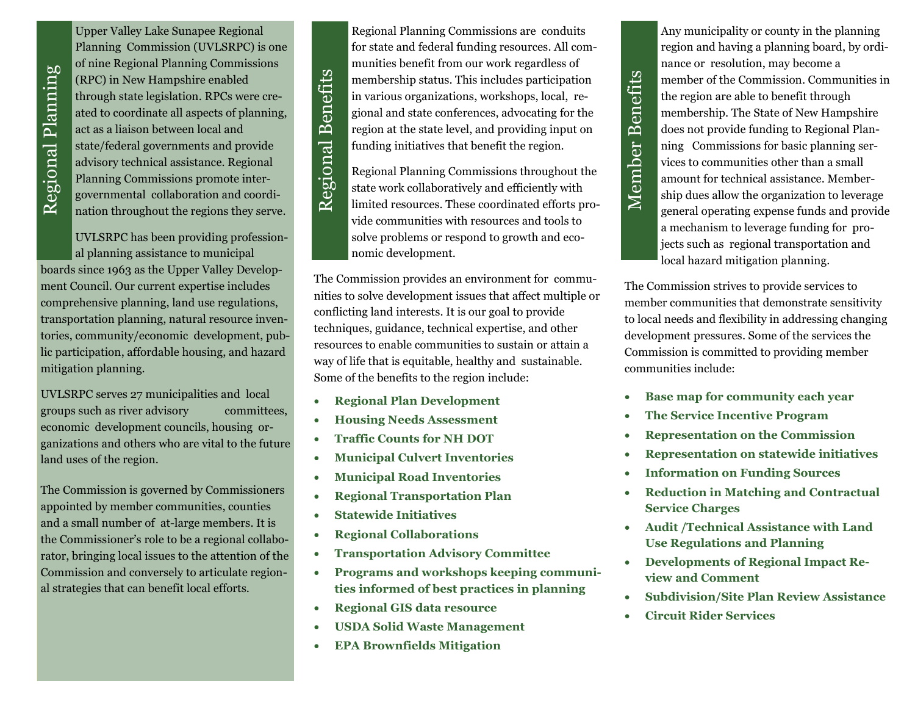## Regional Planning

Upper Valley Lake Sunapee Regional Planning Commission (UVLSRPC) is one of nine Regional Planning Commissions (RPC) in New Hampshire enabled through state legislation. RPCs were created to coordinate all aspects of planning, act as a liaison between local and state/federal governments and provide advisory technical assistance. Regional Planning Commissions promote intergovernmental collaboration and coordination throughout the regions they serve.

UVLSRPC has been providing professional planning assistance to municipal boards since 1963 as the Upper Valley Development Council. Our current expertise includes comprehensive planning, land use regulations, transportation planning, natural resource inventories, community/economic development, public participation, affordable housing, and hazard mitigation planning.

UVLSRPC serves 27 municipalities and local groups such as river advisory committees, economic development councils, housing organizations and others who are vital to the future land uses of the region.

The Commission is governed by Commissioners appointed by member communities, counties and a small number of at-large members. It is the Commissioner's role to be a regional collaborator, bringing local issues to the attention of the Commission and conversely to articulate regional strategies that can benefit local efforts.

## Regional Benefits

Regional Planning Commissions are conduits for state and federal funding resources. All communities benefit from our work regardless of membership status. This includes participation in various organizations, workshops, local, regional and state conferences, advocating for the region at the state level, and providing input on funding initiatives that benefit the region.

Regional Planning Commissions throughout the state work collaboratively and efficiently with limited resources. These coordinated efforts provide communities with resources and tools to solve problems or respond to growth and economic development.

The Commission provides an environment for communities to solve development issues that affect multiple or conflicting land interests. It is our goal to provide techniques, guidance, technical expertise, and other resources to enable communities to sustain or attain a way of life that is equitable, healthy and sustainable. Some of the benefits to the region include:

- **Regional Plan Development**
- **Housing Needs Assessment**
- **Traffic Counts for NH DOT**
- **Municipal Culvert Inventories**
- **Municipal Road Inventories**
- **Regional Transportation Plan**
- **Statewide Initiatives**
- **Regional Collaborations**
- **Transportation Advisory Committee**
- **Programs and workshops keeping communities informed of best practices in planning**
- **Regional GIS data resource**
- **USDA Solid Waste Management**
- **EPA Brownfields Mitigation**

## Member Benefits

Any municipality or county in the planning region and having a planning board, by ordinance or resolution, may become a member of the Commission. Communities in the region are able to benefit through membership. The State of New Hampshire does not provide funding to Regional Planning Commissions for basic planning services to communities other than a small amount for technical assistance. Membership dues allow the organization to leverage general operating expense funds and provide a mechanism to leverage funding for projects such as regional transportation and local hazard mitigation planning.

The Commission strives to provide services to member communities that demonstrate sensitivity to local needs and flexibility in addressing changing development pressures. Some of the services the Commission is committed to providing member communities include:

- **Base map for community each year**
- **The Service Incentive Program**
- **Representation on the Commission**
- **Representation on statewide initiatives**
- **Information on Funding Sources**
- **Reduction in Matching and Contractual Service Charges**
- **Audit /Technical Assistance with Land Use Regulations and Planning**
- **Developments of Regional Impact Review and Comment**
- **Subdivision/Site Plan Review Assistance**
- **Circuit Rider Services**